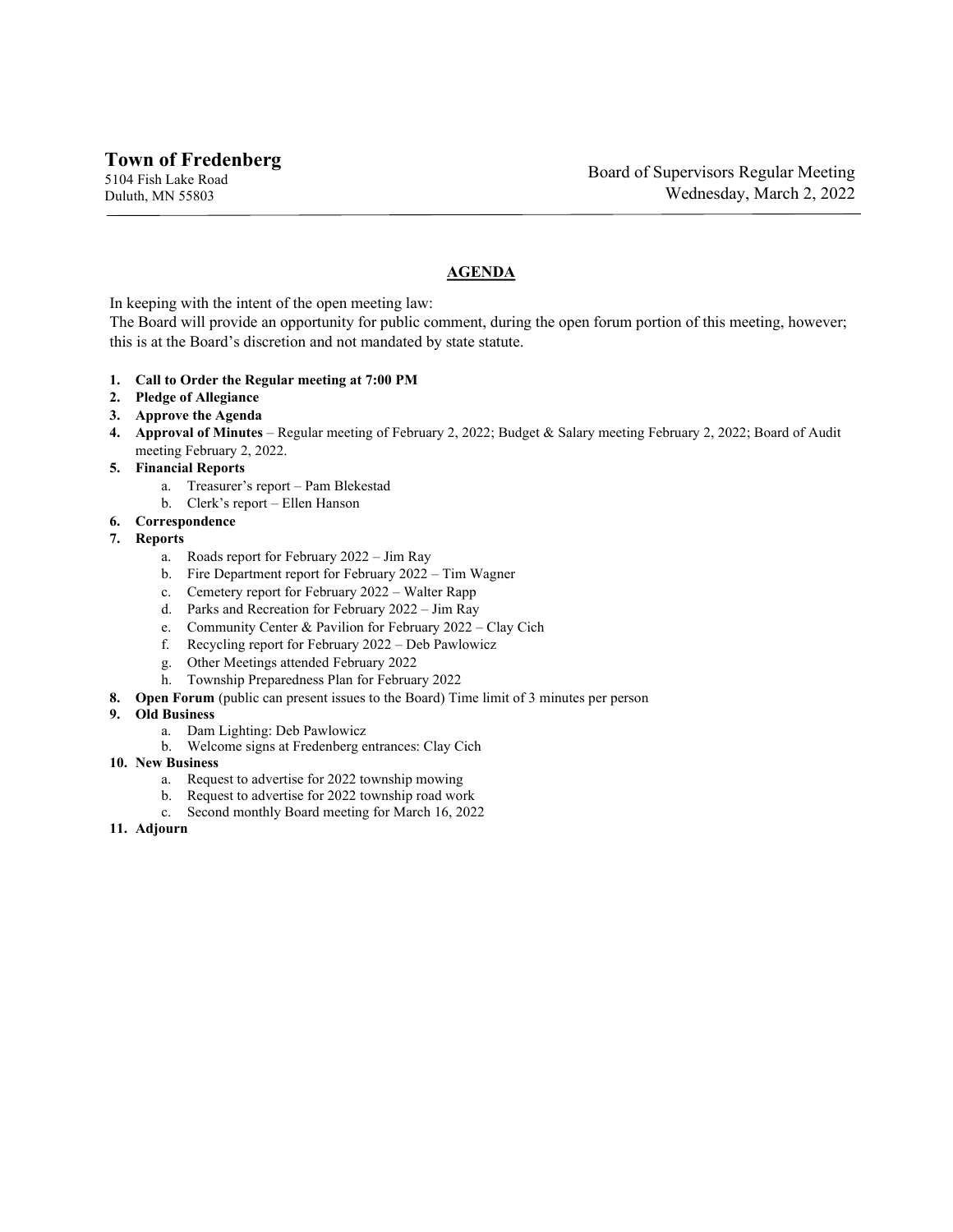**Town of Fredenberg**
5104 Fish Lake Road
Duluth, MN 55803

Board of Supervisors Regular Meeting
Wednesday, March 2, 2022

---

## AGENDA

In keeping with the intent of the open meeting law:
The Board will provide an opportunity for public comment, during the open forum portion of this meeting, however; this is at the Board's discretion and not mandated by state statute.

1. **Call to Order the Regular meeting at 7:00 PM**
2. **Pledge of Allegiance**
3. **Approve the Agenda**
4. **Approval of Minutes** – Regular meeting of February 2, 2022; Budget & Salary meeting February 2, 2022; Board of Audit meeting February 2, 2022.
5. **Financial Reports**
   a. Treasurer's report – Pam Blekestad
   b. Clerk's report – Ellen Hanson
6. **Correspondence**
7. **Reports**
   a. Roads report for February 2022 – Jim Ray
   b. Fire Department report for February 2022 – Tim Wagner
   c. Cemetery report for February 2022 – Walter Rapp
   d. Parks and Recreation for February 2022 – Jim Ray
   e. Community Center & Pavilion for February 2022 – Clay Cich
   f. Recycling report for February 2022 – Deb Pawlowicz
   g. Other Meetings attended February 2022
   h. Township Preparedness Plan for February 2022
8. **Open Forum** (public can present issues to the Board) Time limit of 3 minutes per person
9. **Old Business**
   a. Dam Lighting: Deb Pawlowicz
   b. Welcome signs at Fredenberg entrances: Clay Cich
10. **New Business**
    a. Request to advertise for 2022 township mowing
    b. Request to advertise for 2022 township road work
    c. Second monthly Board meeting for March 16, 2022
11. **Adjourn**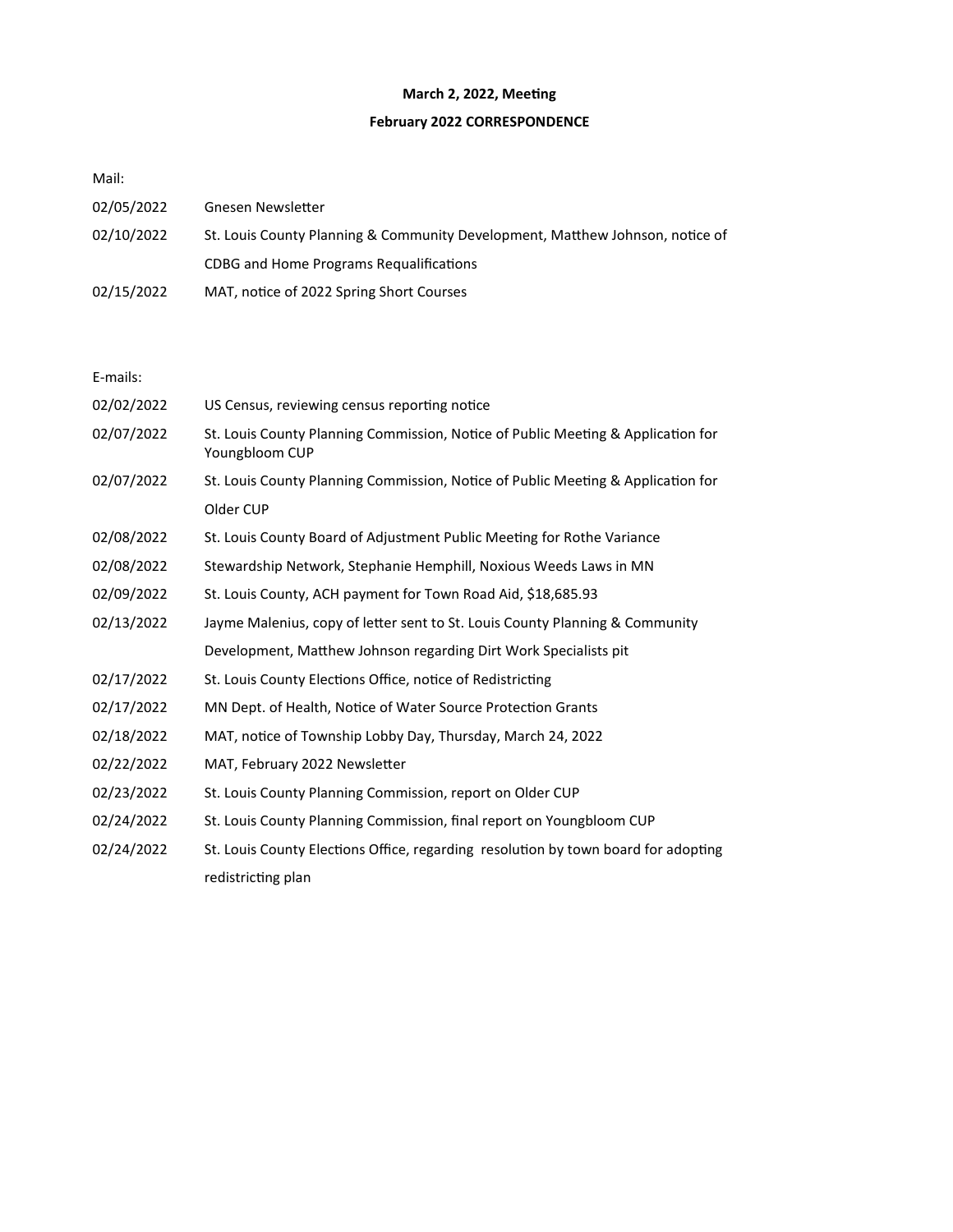**March 2, 2022, Meeting**

**February 2022 CORRESPONDENCE**

Mail:

| | |
|---|---|
| 02/05/2022 | Gnesen Newsletter |
| 02/10/2022 | St. Louis County Planning & Community Development, Matthew Johnson, notice of CDBG and Home Programs Requalifications |
| 02/15/2022 | MAT, notice of 2022 Spring Short Courses |

E-mails:

| | |
|---|---|
| 02/02/2022 | US Census, reviewing census reporting notice |
| 02/07/2022 | St. Louis County Planning Commission, Notice of Public Meeting & Application for Youngbloom CUP |
| 02/07/2022 | St. Louis County Planning Commission, Notice of Public Meeting & Application for Older CUP |
| 02/08/2022 | St. Louis County Board of Adjustment Public Meeting for Rothe Variance |
| 02/08/2022 | Stewardship Network, Stephanie Hemphill, Noxious Weeds Laws in MN |
| 02/09/2022 | St. Louis County, ACH payment for Town Road Aid, $18,685.93 |
| 02/13/2022 | Jayme Malenius, copy of letter sent to St. Louis County Planning & Community Development, Matthew Johnson regarding Dirt Work Specialists pit |
| 02/17/2022 | St. Louis County Elections Office, notice of Redistricting |
| 02/17/2022 | MN Dept. of Health, Notice of Water Source Protection Grants |
| 02/18/2022 | MAT, notice of Township Lobby Day, Thursday, March 24, 2022 |
| 02/22/2022 | MAT, February 2022 Newsletter |
| 02/23/2022 | St. Louis County Planning Commission, report on Older CUP |
| 02/24/2022 | St. Louis County Planning Commission, final report on Youngbloom CUP |
| 02/24/2022 | St. Louis County Elections Office, regarding resolution by town board for adopting redistricting plan |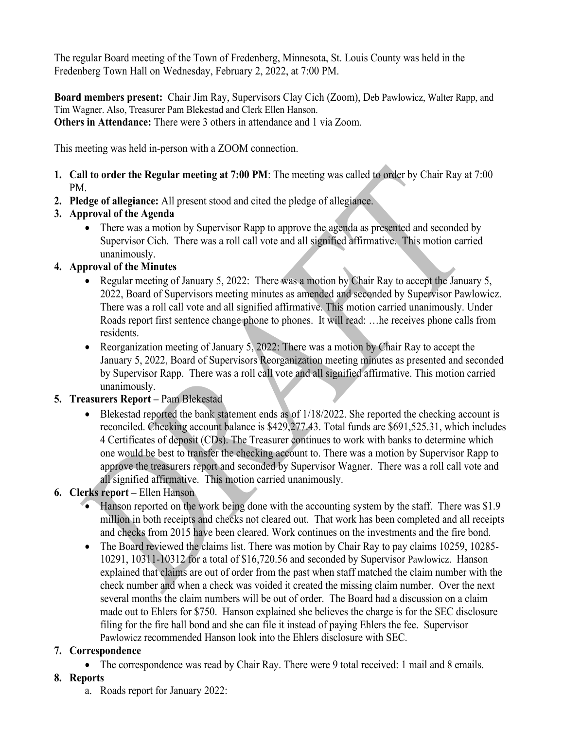The regular Board meeting of the Town of Fredenberg, Minnesota, St. Louis County was held in the Fredenberg Town Hall on Wednesday, February 2, 2022, at 7:00 PM.

**Board members present:** Chair Jim Ray, Supervisors Clay Cich (Zoom), Deb Pawlowicz, Walter Rapp, and Tim Wagner. Also, Treasurer Pam Blekestad and Clerk Ellen Hanson.
**Others in Attendance:** There were 3 others in attendance and 1 via Zoom.

This meeting was held in-person with a ZOOM connection.

1. **Call to order the Regular meeting at 7:00 PM**: The meeting was called to order by Chair Ray at 7:00 PM.
2. **Pledge of allegiance:** All present stood and cited the pledge of allegiance.
3. **Approval of the Agenda**
   - There was a motion by Supervisor Rapp to approve the agenda as presented and seconded by Supervisor Cich. There was a roll call vote and all signified affirmative. This motion carried unanimously.
4. **Approval of the Minutes**
   - Regular meeting of January 5, 2022: There was a motion by Chair Ray to accept the January 5, 2022, Board of Supervisors meeting minutes as amended and seconded by Supervisor Pawlowicz. There was a roll call vote and all signified affirmative. This motion carried unanimously. Under Roads report first sentence change phone to phones. It will read: …he receives phone calls from residents.
   - Reorganization meeting of January 5, 2022: There was a motion by Chair Ray to accept the January 5, 2022, Board of Supervisors Reorganization meeting minutes as presented and seconded by Supervisor Rapp. There was a roll call vote and all signified affirmative. This motion carried unanimously.
5. **Treasurers Report –** Pam Blekestad
   - Blekestad reported the bank statement ends as of 1/18/2022. She reported the checking account is reconciled. Checking account balance is $429,277.43. Total funds are $691,525.31, which includes 4 Certificates of deposit (CDs). The Treasurer continues to work with banks to determine which one would be best to transfer the checking account to. There was a motion by Supervisor Rapp to approve the treasurers report and seconded by Supervisor Wagner. There was a roll call vote and all signified affirmative. This motion carried unanimously.
6. **Clerks report –** Ellen Hanson
   - Hanson reported on the work being done with the accounting system by the staff. There was $1.9 million in both receipts and checks not cleared out. That work has been completed and all receipts and checks from 2015 have been cleared. Work continues on the investments and the fire bond.
   - The Board reviewed the claims list. There was motion by Chair Ray to pay claims 10259, 10285-10291, 10311-10312 for a total of $16,720.56 and seconded by Supervisor Pawlowicz. Hanson explained that claims are out of order from the past when staff matched the claim number with the check number and when a check was voided it created the missing claim number. Over the next several months the claim numbers will be out of order. The Board had a discussion on a claim made out to Ehlers for $750. Hanson explained she believes the charge is for the SEC disclosure filing for the fire hall bond and she can file it instead of paying Ehlers the fee. Supervisor Pawlowicz recommended Hanson look into the Ehlers disclosure with SEC.
7. **Correspondence**
   - The correspondence was read by Chair Ray. There were 9 total received: 1 mail and 8 emails.
8. **Reports**
   a. Roads report for January 2022: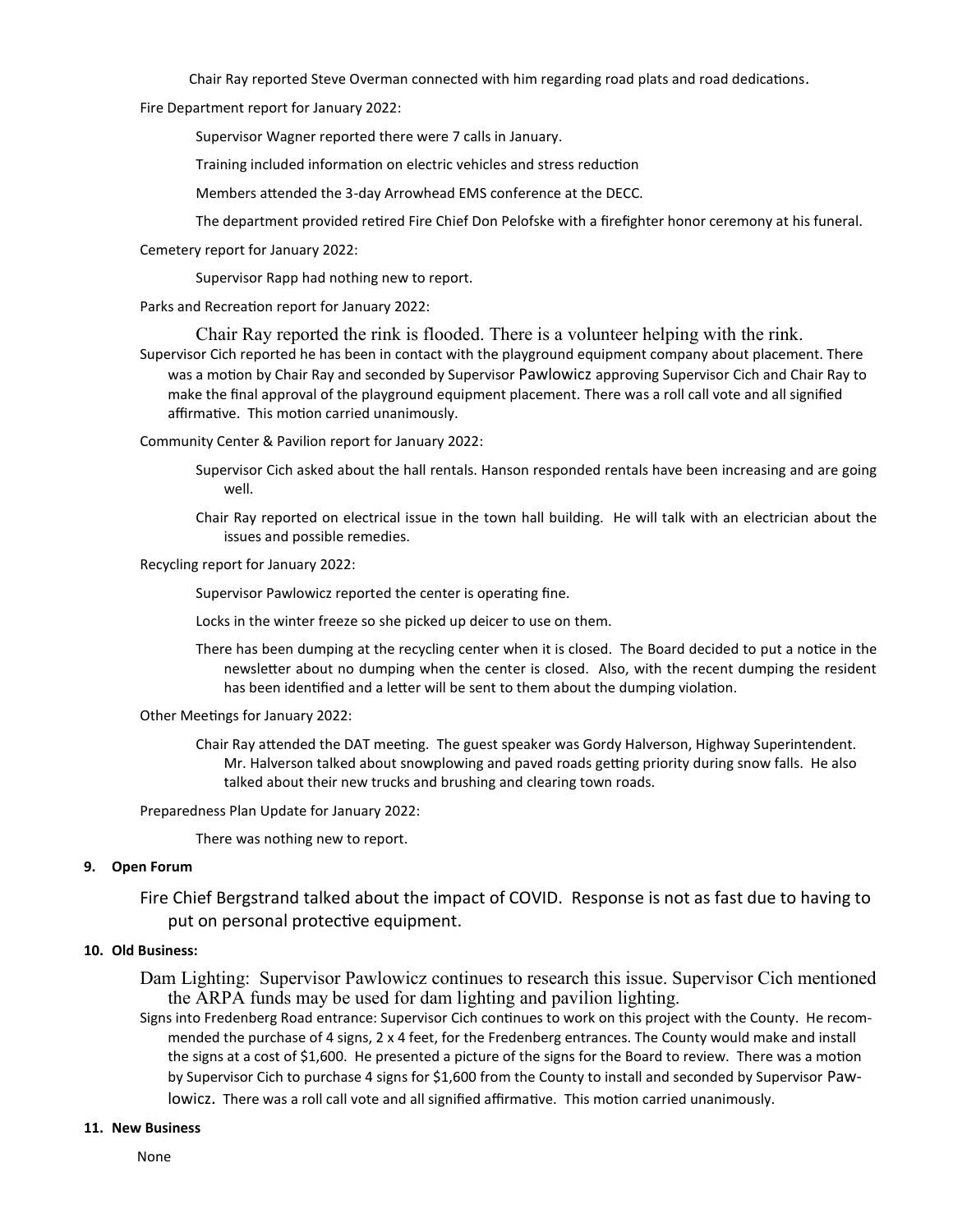Chair Ray reported Steve Overman connected with him regarding road plats and road dedications.

Fire Department report for January 2022:

Supervisor Wagner reported there were 7 calls in January.

Training included information on electric vehicles and stress reduction

Members attended the 3-day Arrowhead EMS conference at the DECC.

The department provided retired Fire Chief Don Pelofske with a firefighter honor ceremony at his funeral.

Cemetery report for January 2022:

Supervisor Rapp had nothing new to report.

Parks and Recreation report for January 2022:

Chair Ray reported the rink is flooded. There is a volunteer helping with the rink.

Supervisor Cich reported he has been in contact with the playground equipment company about placement. There was a motion by Chair Ray and seconded by Supervisor Pawlowicz approving Supervisor Cich and Chair Ray to make the final approval of the playground equipment placement. There was a roll call vote and all signified affirmative. This motion carried unanimously.

Community Center & Pavilion report for January 2022:

Supervisor Cich asked about the hall rentals. Hanson responded rentals have been increasing and are going well.

Chair Ray reported on electrical issue in the town hall building. He will talk with an electrician about the issues and possible remedies.

Recycling report for January 2022:

Supervisor Pawlowicz reported the center is operating fine.

Locks in the winter freeze so she picked up deicer to use on them.

There has been dumping at the recycling center when it is closed. The Board decided to put a notice in the newsletter about no dumping when the center is closed. Also, with the recent dumping the resident has been identified and a letter will be sent to them about the dumping violation.

Other Meetings for January 2022:

Chair Ray attended the DAT meeting. The guest speaker was Gordy Halverson, Highway Superintendent. Mr. Halverson talked about snowplowing and paved roads getting priority during snow falls. He also talked about their new trucks and brushing and clearing town roads.

Preparedness Plan Update for January 2022:

There was nothing new to report.

**9. Open Forum**

Fire Chief Bergstrand talked about the impact of COVID. Response is not as fast due to having to put on personal protective equipment.

**10. Old Business:**

Dam Lighting: Supervisor Pawlowicz continues to research this issue. Supervisor Cich mentioned the ARPA funds may be used for dam lighting and pavilion lighting.

Signs into Fredenberg Road entrance: Supervisor Cich continues to work on this project with the County. He recommended the purchase of 4 signs, 2 x 4 feet, for the Fredenberg entrances. The County would make and install the signs at a cost of $1,600. He presented a picture of the signs for the Board to review. There was a motion by Supervisor Cich to purchase 4 signs for $1,600 from the County to install and seconded by Supervisor Pawlowicz. There was a roll call vote and all signified affirmative. This motion carried unanimously.

**11. New Business**

None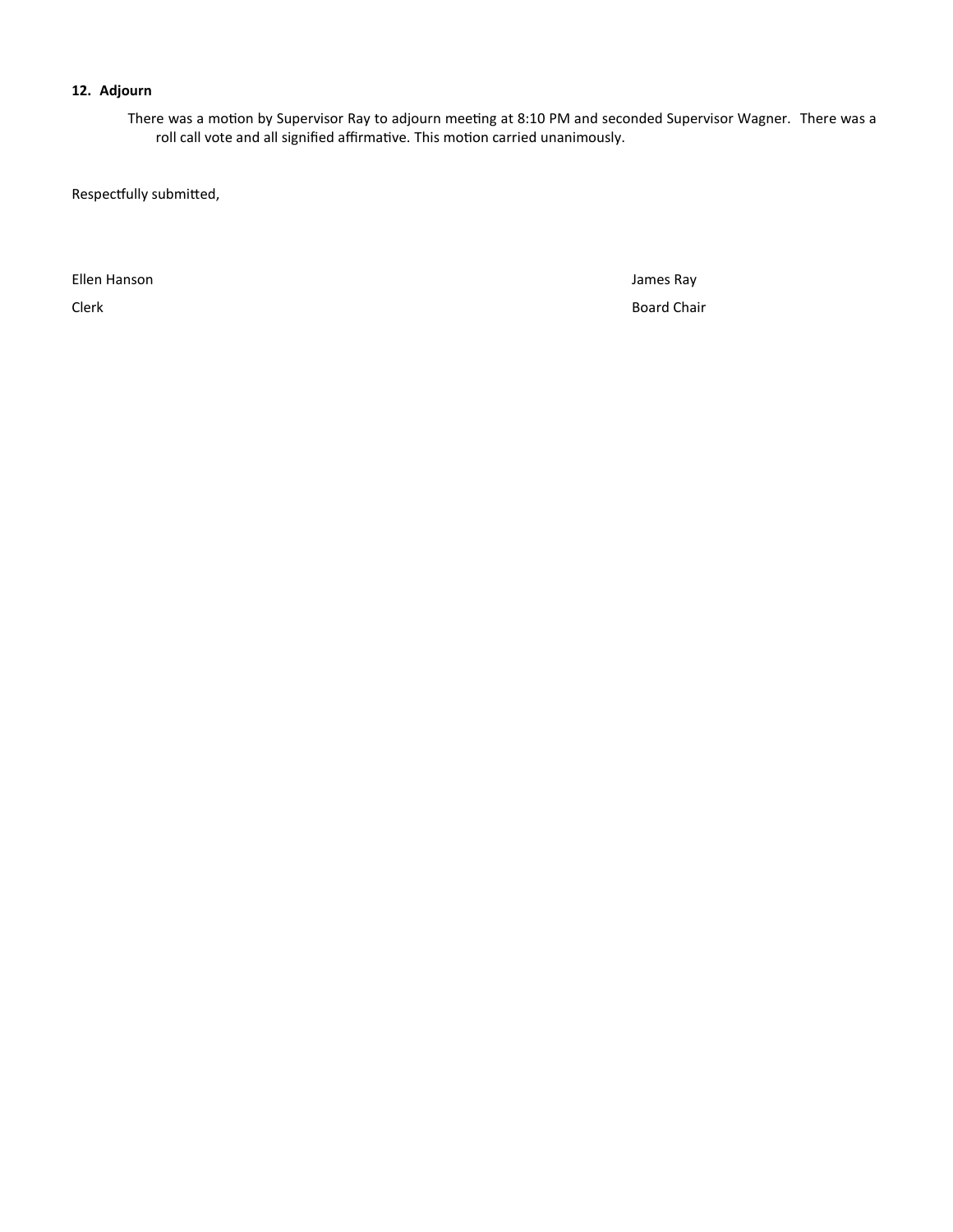**12. Adjourn**

There was a motion by Supervisor Ray to adjourn meeting at 8:10 PM and seconded Supervisor Wagner. There was a roll call vote and all signified affirmative. This motion carried unanimously.

Respectfully submitted,

Ellen Hanson
Clerk

James Ray
Board Chair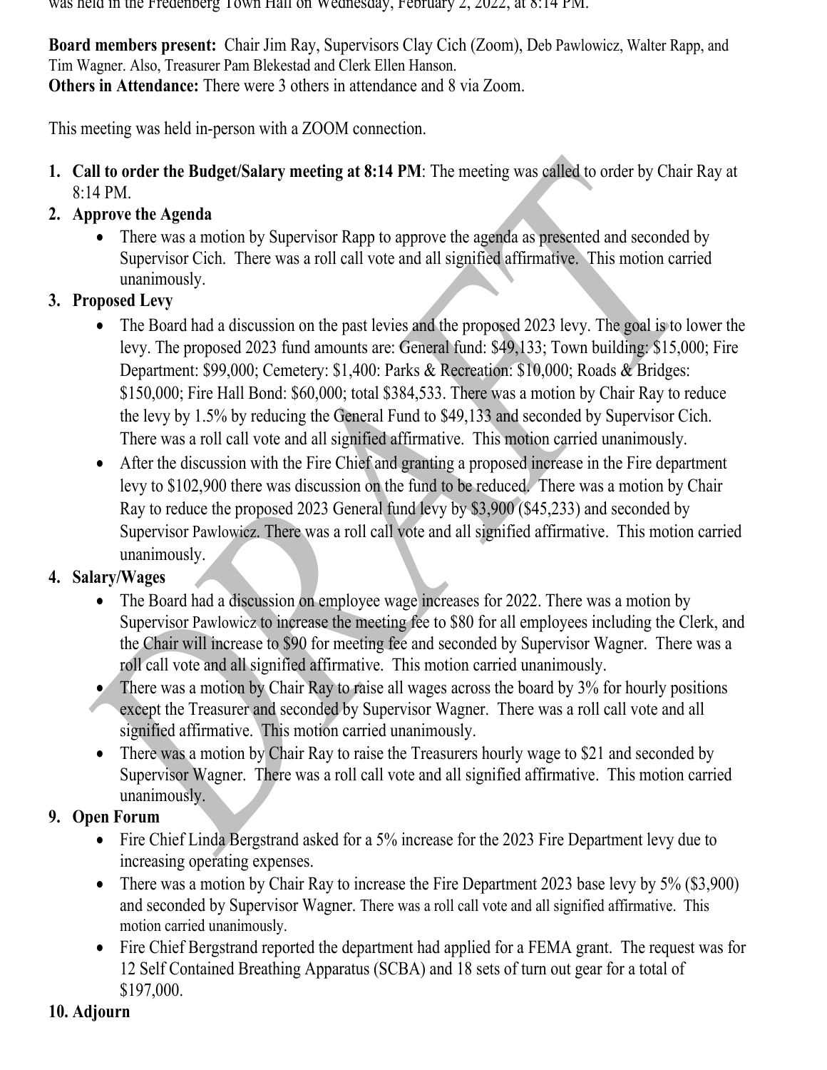was held in the Fredenberg Town Hall on Wednesday, February 2, 2022, at 8:14 PM.

**Board members present:** Chair Jim Ray, Supervisors Clay Cich (Zoom), Deb Pawlowicz, Walter Rapp, and Tim Wagner. Also, Treasurer Pam Blekestad and Clerk Ellen Hanson.
**Others in Attendance:** There were 3 others in attendance and 8 via Zoom.

This meeting was held in-person with a ZOOM connection.

1. **Call to order the Budget/Salary meeting at 8:14 PM**: The meeting was called to order by Chair Ray at 8:14 PM.
2. **Approve the Agenda**
   - There was a motion by Supervisor Rapp to approve the agenda as presented and seconded by Supervisor Cich. There was a roll call vote and all signified affirmative. This motion carried unanimously.
3. **Proposed Levy**
   - The Board had a discussion on the past levies and the proposed 2023 levy. The goal is to lower the levy. The proposed 2023 fund amounts are: General fund: $49,133; Town building: $15,000; Fire Department: $99,000; Cemetery: $1,400: Parks & Recreation: $10,000; Roads & Bridges: $150,000; Fire Hall Bond: $60,000; total $384,533. There was a motion by Chair Ray to reduce the levy by 1.5% by reducing the General Fund to $49,133 and seconded by Supervisor Cich. There was a roll call vote and all signified affirmative. This motion carried unanimously.
   - After the discussion with the Fire Chief and granting a proposed increase in the Fire department levy to $102,900 there was discussion on the fund to be reduced. There was a motion by Chair Ray to reduce the proposed 2023 General fund levy by $3,900 ($45,233) and seconded by Supervisor Pawlowicz. There was a roll call vote and all signified affirmative. This motion carried unanimously.
4. **Salary/Wages**
   - The Board had a discussion on employee wage increases for 2022. There was a motion by Supervisor Pawlowicz to increase the meeting fee to $80 for all employees including the Clerk, and the Chair will increase to $90 for meeting fee and seconded by Supervisor Wagner. There was a roll call vote and all signified affirmative. This motion carried unanimously.
   - There was a motion by Chair Ray to raise all wages across the board by 3% for hourly positions except the Treasurer and seconded by Supervisor Wagner. There was a roll call vote and all signified affirmative. This motion carried unanimously.
   - There was a motion by Chair Ray to raise the Treasurers hourly wage to $21 and seconded by Supervisor Wagner. There was a roll call vote and all signified affirmative. This motion carried unanimously.

9. **Open Forum**
   - Fire Chief Linda Bergstrand asked for a 5% increase for the 2023 Fire Department levy due to increasing operating expenses.
   - There was a motion by Chair Ray to increase the Fire Department 2023 base levy by 5% ($3,900) and seconded by Supervisor Wagner. There was a roll call vote and all signified affirmative. This motion carried unanimously.
   - Fire Chief Bergstrand reported the department had applied for a FEMA grant. The request was for 12 Self Contained Breathing Apparatus (SCBA) and 18 sets of turn out gear for a total of $197,000.

10. **Adjourn**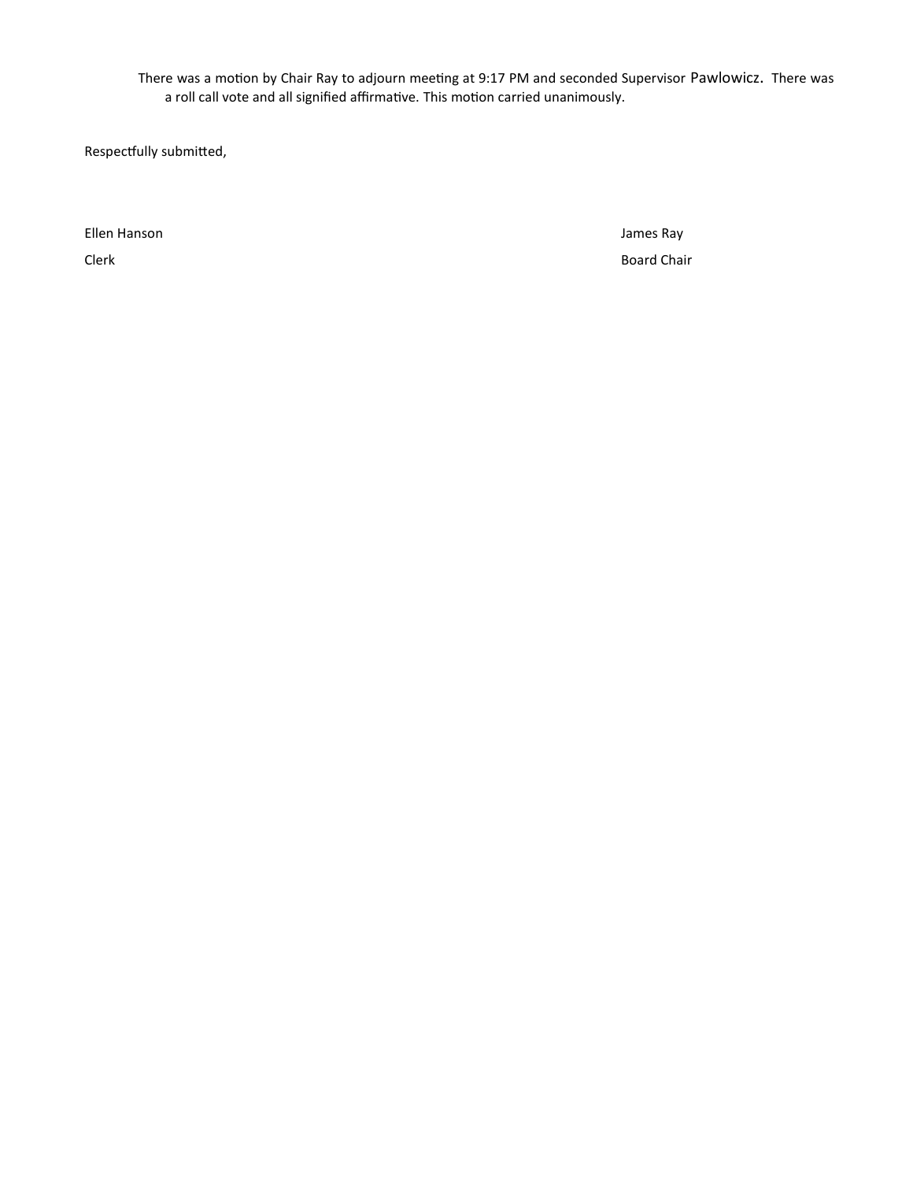There was a motion by Chair Ray to adjourn meeting at 9:17 PM and seconded Supervisor Pawlowicz. There was a roll call vote and all signified affirmative. This motion carried unanimously.

Respectfully submitted,

Ellen Hanson
Clerk

James Ray
Board Chair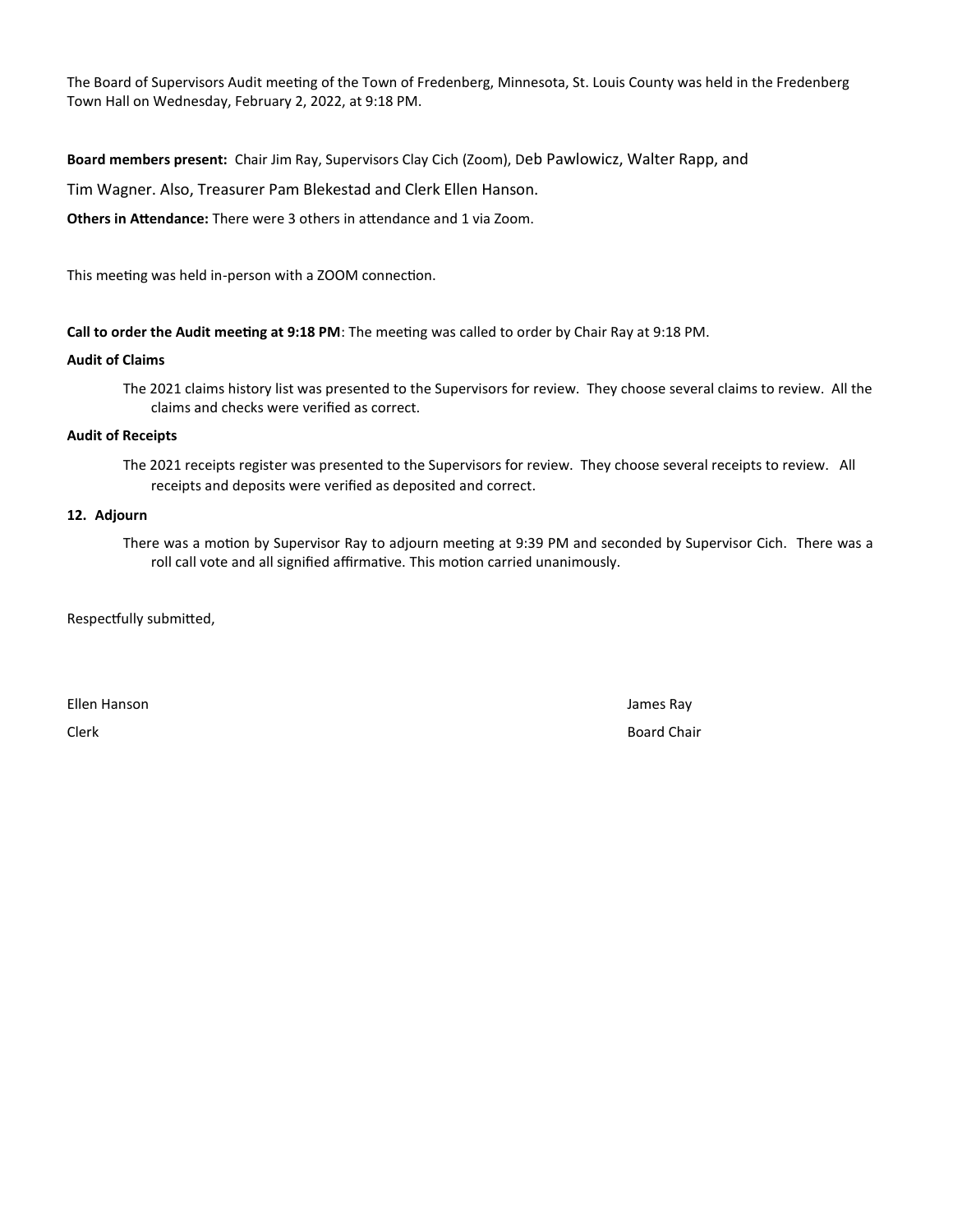The Board of Supervisors Audit meeting of the Town of Fredenberg, Minnesota, St. Louis County was held in the Fredenberg Town Hall on Wednesday, February 2, 2022, at 9:18 PM.

**Board members present:** Chair Jim Ray, Supervisors Clay Cich (Zoom), Deb Pawlowicz, Walter Rapp, and Tim Wagner. Also, Treasurer Pam Blekestad and Clerk Ellen Hanson.

**Others in Attendance:** There were 3 others in attendance and 1 via Zoom.

This meeting was held in-person with a ZOOM connection.

**Call to order the Audit meeting at 9:18 PM**: The meeting was called to order by Chair Ray at 9:18 PM.

**Audit of Claims**

The 2021 claims history list was presented to the Supervisors for review. They choose several claims to review. All the claims and checks were verified as correct.

**Audit of Receipts**

The 2021 receipts register was presented to the Supervisors for review. They choose several receipts to review. All receipts and deposits were verified as deposited and correct.

**12. Adjourn**

There was a motion by Supervisor Ray to adjourn meeting at 9:39 PM and seconded by Supervisor Cich. There was a roll call vote and all signified affirmative. This motion carried unanimously.

Respectfully submitted,

Ellen Hanson
Clerk

James Ray
Board Chair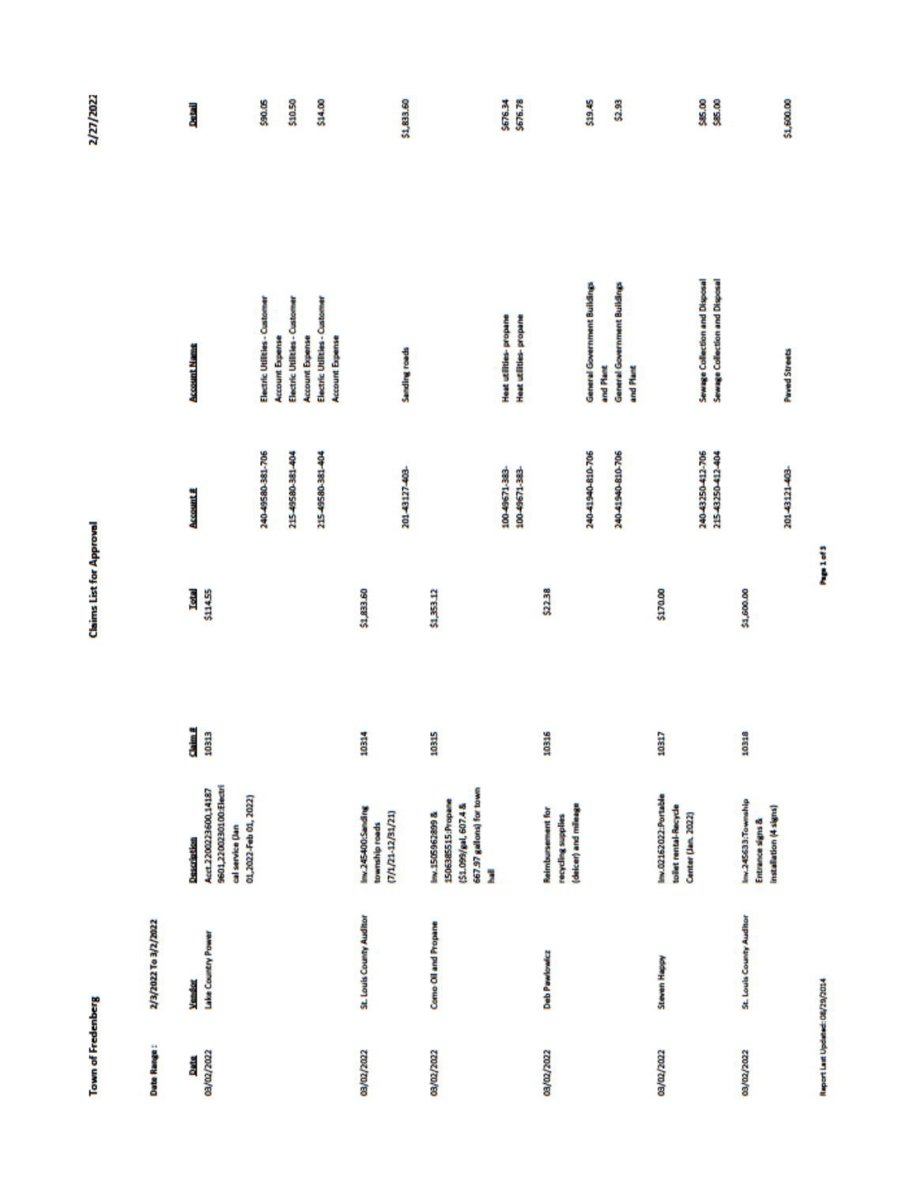# Town of Fredenberg

## Claims List for Approval

2/27/2022

Date Range : 2/3/2022 To 3/2/2022

| Date | Vendor | Description | Claim # | Total | Account # | Account Name | Detail |
|---|---|---|---|---|---|---|---|
| 03/02/2022 | Lake Country Power | Acct.2200223600,14187 9601,2200230100:Electrical service (Jan 01,2022-Feb 01, 2022) | 10313 | $114.55 | 240-49580-381-706 | Electric Utilities - Customer Account Expense | $90.05 |
| | | | | | 215-49580-381-404 | Electric Utilities - Customer Account Expense | $10.50 |
| | | | | | 215-49580-381-404 | Electric Utilities - Customer Account Expense | $14.00 |
| 03/02/2022 | St. Louis County Auditor | Inv.245400:Sanding township roads (7/1/21-12/31/21) | 10314 | $1,833.60 | 201-43127-403- | Sanding roads | $1,833.60 |
| 03/02/2022 | Como Oil and Propane | Inv.150596289 & 150638515:Propane ($1.099/gal, 607.4 & 667.97 gallons) for town hall | 10315 | $1,353.12 | 100-49671-383- | Heat utilities- propane | $676.34 |
| | | | | | 100-49671-383- | Heat utilities- propane | $676.78 |
| 03/02/2022 | Deb Pawlowicz | Reimbursement for recycling supplies (deicer) and mileage | 10316 | $22.38 | 240-41940-810-706 | General Government Buildings and Plant | $19.45 |
| | | | | | 240-41940-810-706 | General Government Buildings and Plant | $2.93 |
| 03/02/2022 | Steven Happy | Inv.02162022:Portable toilet rental-Recycle Center (Jan. 2022) | 10317 | $170.00 | 240-43250-412-706 | Sewage Collection and Disposal | $85.00 |
| | | | | | 215-43250-412-404 | Sewage Collection and Disposal | $85.00 |
| 03/02/2022 | St. Louis County Auditor | Inv.245633:Township Entrance signs & installation (4 signs) | 10318 | $1,600.00 | 201-43121-403- | Paved Streets | $1,600.00 |

Report Last Updated: 08/29/2014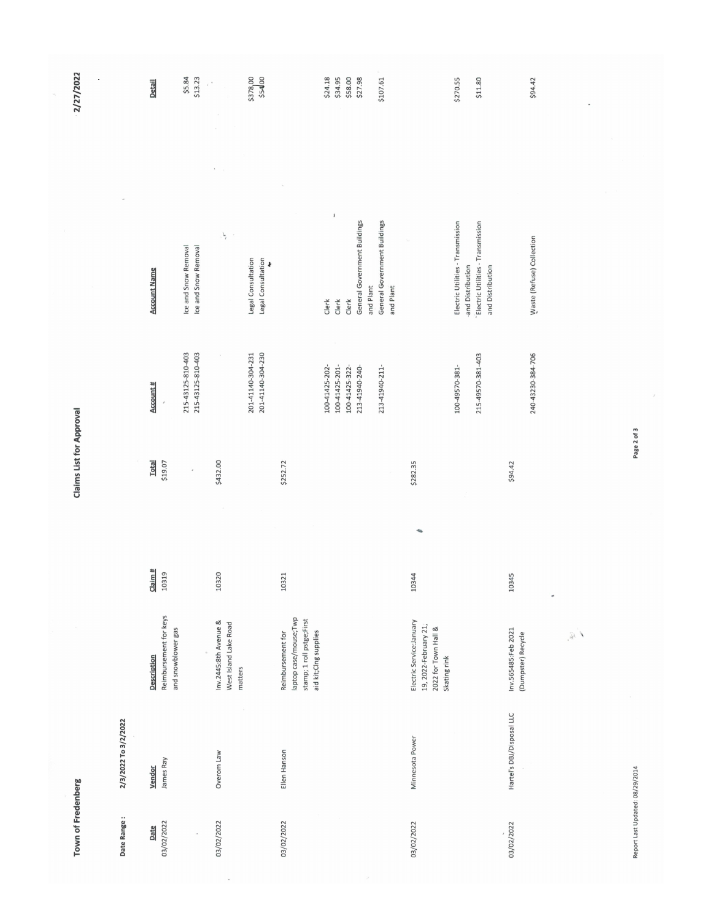# Town of Fredenberg

## Claims List for Approval

2/27/2022

Date Range : 2/3/2022 To 3/2/2022

| Date | Vendor | Description | Claim # | Total | Account # | Account Name | Detail |
|---|---|---|---|---|---|---|---|
| 03/02/2022 | James Ray | Reimbursement for keys and snowblower gas | 10319 | $19.07 | | | |
| | | | | | 215-43125-810-403 | Ice and Snow Removal | $5.84 |
| | | | | | 215-43125-810-403 | Ice and Snow Removal | $13.23 |
| 03/02/2022 | Overom Law | Inv.2445;8th Avenue & West Island Lake Road matters | 10320 | $432.00 | | | |
| | | | | | 201-41140-304-231 | Legal Consultation | $378.00 |
| | | | | | 201-41140-304-230 | Legal Consultation | $54.00 |
| 03/02/2022 | Ellen Hanson | Reimbursement for laptop case/mouse;Twp stamp; 1 roll pstge;First aid kit;Clng supplies | 10321 | $252.72 | | | |
| | | | | | 100-41425-202- | Clerk | $24.18 |
| | | | | | 100-41425-201- | Clerk | $34.95 |
| | | | | | 100-41425-322- | Clerk | $58.00 |
| | | | | | 213-41940-240- | General Government Buildings and Plant | $27.98 |
| | | | | | 213-41940-211- | General Government Buildings and Plant | $107.61 |
| 03/02/2022 | Minnesota Power | Electric Service:January 19, 2022-February 21, 2022 for Town Hall & Skating rink | 10344 | $282.35 | | | |
| | | | | | 100-49570-381- | Electric Utilities - Transmission and Distribution | $270.55 |
| | | | | | 215-49570-381-403 | Electric Utilities - Transmission and Distribution | $11.80 |
| 03/02/2022 | Hartel's DBJ/Disposal LLC | Inv.565485;Feb 2021 (Dumpster) Recycle | 10345 | $94.42 | | | |
| | | | | | 240-43230-384-706 | Waste (Refuse) Collection | $94.42 |

Report Last Updated: 08/29/2014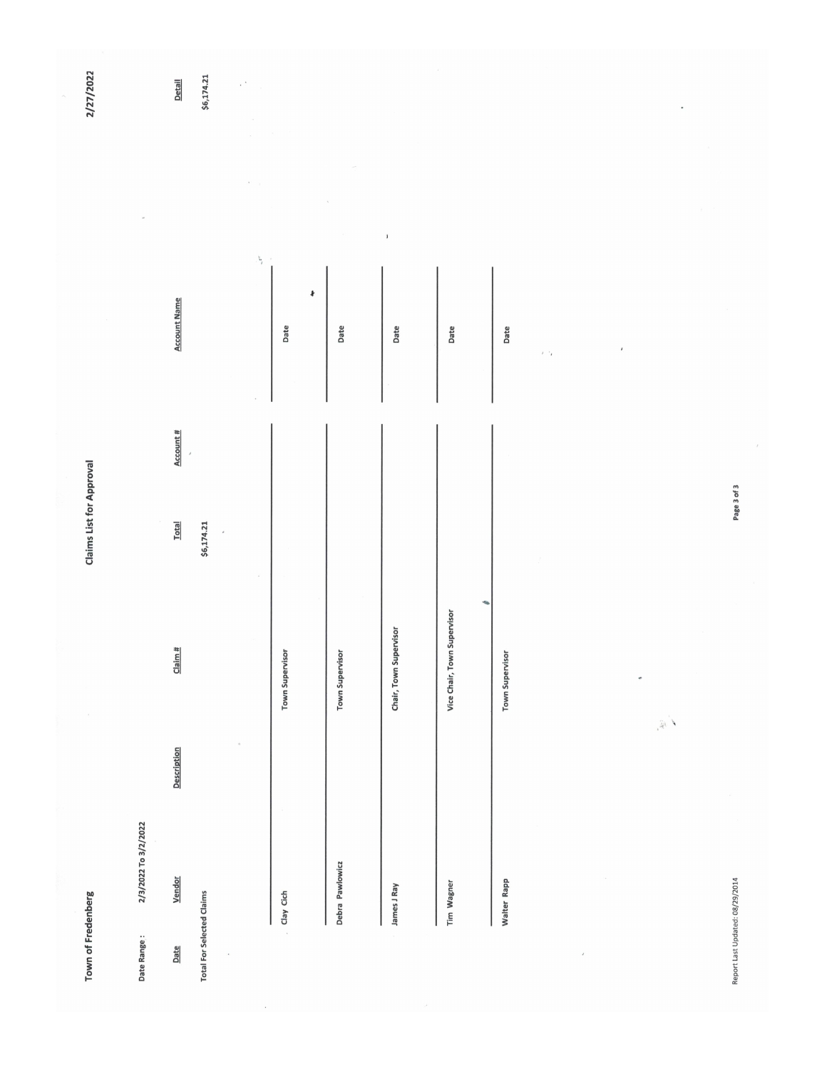**Town of Fredenberg** | **Claims List for Approval** | **2/27/2022**

Date Range : 2/3/2022 To 3/2/2022

| Date | Vendor | Description | Claim # | Total | Account # | Account Name | Detail |
|---|---|---|---|---|---|---|---|
| Total For Selected Claims | | | | $6,174.21 | | | $6,174.21 |

| | | |
|---|---|---|
| Clay Cich | Town Supervisor | Date |
| Debra Pawlowicz | Town Supervisor | Date |
| James J Ray | Chair, Town Supervisor | Date |
| Tim Wagner | Vice Chair, Town Supervisor | Date |
| Walter Rapp | Town Supervisor | Date |

Report Last Updated: 08/29/2014